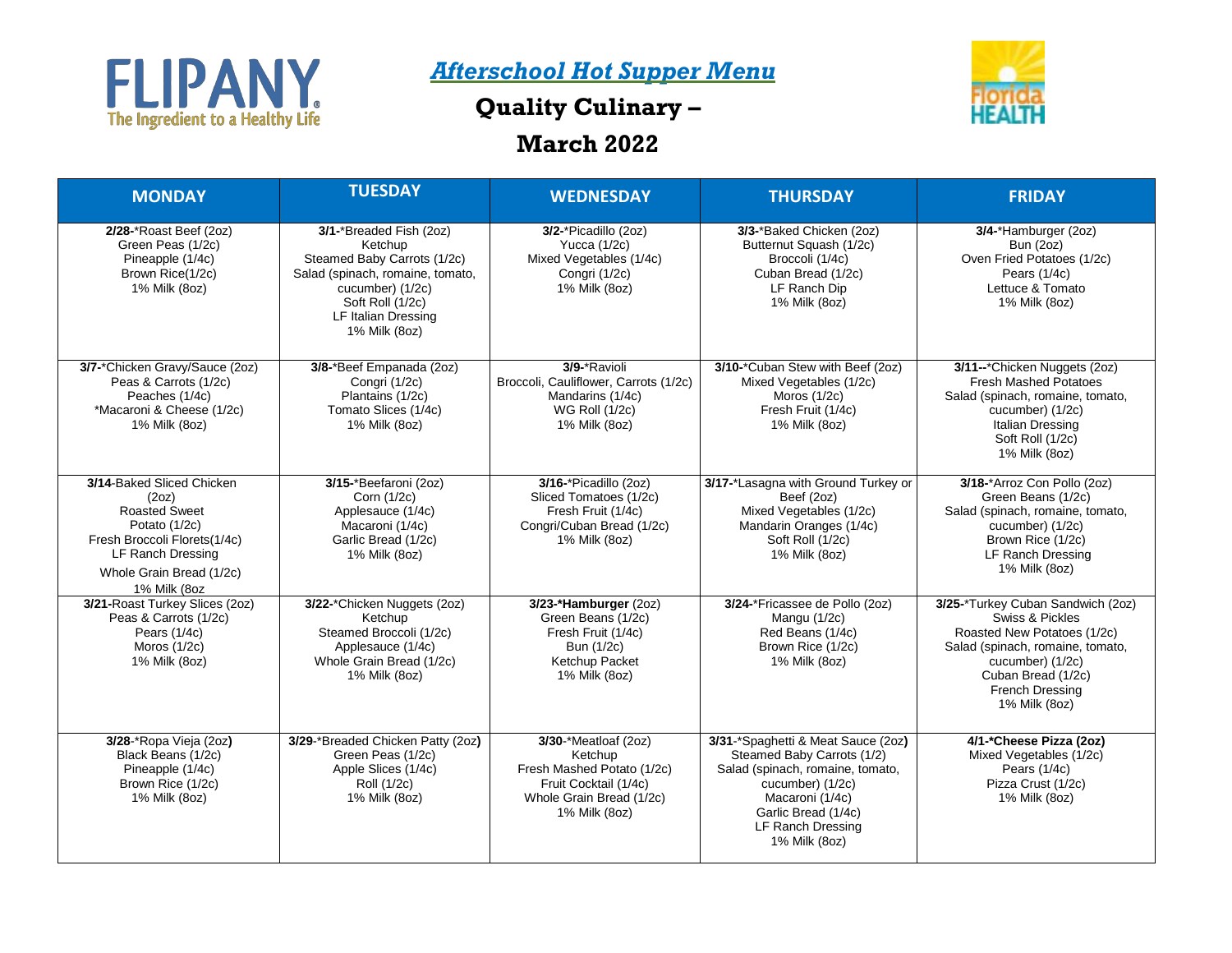# *Afterschool Hot Supper Menu*

## Quality Culinary –

## March 2022

| MONDAY | TUESDAY | WEDNESDAY | THURSDAY | FRIDAY |
|---|---|---|---|---|
| **2/28**-*Roast Beef (2oz)<br>Green Peas (1/2c)<br>Pineapple (1/4c)<br>Brown Rice(1/2c)<br>1% Milk (8oz) | **3/1**-*Breaded Fish (2oz)<br>Ketchup<br>Steamed Baby Carrots (1/2c)<br>Salad (spinach, romaine, tomato, cucumber) (1/2c)<br>Soft Roll (1/2c)<br>LF Italian Dressing<br>1% Milk (8oz) | **3/2**-*Picadillo (2oz)<br>Yucca (1/2c)<br>Mixed Vegetables (1/4c)<br>Congri (1/2c)<br>1% Milk (8oz) | **3/3**-*Baked Chicken (2oz)<br>Butternut Squash (1/2c)<br>Broccoli (1/4c)<br>Cuban Bread (1/2c)<br>LF Ranch Dip<br>1% Milk (8oz) | **3/4**-*Hamburger (2oz)<br>Bun (2oz)<br>Oven Fried Potatoes (1/2c)<br>Pears (1/4c)<br>Lettuce & Tomato<br>1% Milk (8oz) |
| **3/7**-*Chicken Gravy/Sauce (2oz)<br>Peas & Carrots (1/2c)<br>Peaches (1/4c)<br>*Macaroni & Cheese (1/2c)<br>1% Milk (8oz) | **3/8**-*Beef Empanada (2oz)<br>Congri (1/2c)<br>Plantains (1/2c)<br>Tomato Slices (1/4c)<br>1% Milk (8oz) | **3/9**-*Ravioli<br>Broccoli, Cauliflower, Carrots (1/2c)<br>Mandarins (1/4c)<br>WG Roll (1/2c)<br>1% Milk (8oz) | **3/10**-*Cuban Stew with Beef (2oz)<br>Mixed Vegetables (1/2c)<br>Moros (1/2c)<br>Fresh Fruit (1/4c)<br>1% Milk (8oz) | **3/11**--*Chicken Nuggets (2oz)<br>Fresh Mashed Potatoes<br>Salad (spinach, romaine, tomato, cucumber) (1/2c)<br>Italian Dressing<br>Soft Roll (1/2c)<br>1% Milk (8oz) |
| **3/14**-Baked Sliced Chicken (2oz)<br>Roasted Sweet Potato (1/2c)<br>Fresh Broccoli Florets(1/4c)<br>LF Ranch Dressing<br>Whole Grain Bread (1/2c)<br>1% Milk (8oz | **3/15**-*Beefaroni (2oz)<br>Corn (1/2c)<br>Applesauce (1/4c)<br>Macaroni (1/4c)<br>Garlic Bread (1/2c)<br>1% Milk (8oz) | **3/16**-*Picadillo (2oz)<br>Sliced Tomatoes (1/2c)<br>Fresh Fruit (1/4c)<br>Congri/Cuban Bread (1/2c)<br>1% Milk (8oz) | **3/17**-*Lasagna with Ground Turkey or Beef (2oz)<br>Mixed Vegetables (1/2c)<br>Mandarin Oranges (1/4c)<br>Soft Roll (1/2c)<br>1% Milk (8oz) | **3/18**-*Arroz Con Pollo (2oz)<br>Green Beans (1/2c)<br>Salad (spinach, romaine, tomato, cucumber) (1/2c)<br>Brown Rice (1/2c)<br>LF Ranch Dressing<br>1% Milk (8oz) |
| **3/21**-Roast Turkey Slices (2oz)<br>Peas & Carrots (1/2c)<br>Pears (1/4c)<br>Moros (1/2c)<br>1% Milk (8oz) | **3/22**-*Chicken Nuggets (2oz)<br>Ketchup<br>Steamed Broccoli (1/2c)<br>Applesauce (1/4c)<br>Whole Grain Bread (1/2c)<br>1% Milk (8oz) | **3/23-*Hamburger** (2oz)<br>Green Beans (1/2c)<br>Fresh Fruit (1/4c)<br>Bun (1/2c)<br>Ketchup Packet<br>1% Milk (8oz) | **3/24**-*Fricassee de Pollo (2oz)<br>Mangu (1/2c)<br>Red Beans (1/4c)<br>Brown Rice (1/2c)<br>1% Milk (8oz) | **3/25**-*Turkey Cuban Sandwich (2oz)<br>Swiss & Pickles<br>Roasted New Potatoes (1/2c)<br>Salad (spinach, romaine, tomato, cucumber) (1/2c)<br>Cuban Bread (1/2c)<br>French Dressing<br>1% Milk (8oz) |
| **3/28**-*Ropa Vieja (2oz**)**<br>Black Beans (1/2c)<br>Pineapple (1/4c)<br>Brown Rice (1/2c)<br>1% Milk (8oz) | **3/29**-*Breaded Chicken Patty (2oz**)**<br>Green Peas (1/2c)<br>Apple Slices (1/4c)<br>Roll (1/2c)<br>1% Milk (8oz) | **3/30**-*Meatloaf (2oz)<br>Ketchup<br>Fresh Mashed Potato (1/2c)<br>Fruit Cocktail (1/4c)<br>Whole Grain Bread (1/2c)<br>1% Milk (8oz) | **3/31**-*Spaghetti & Meat Sauce (2oz**)**<br>Steamed Baby Carrots (1/2)<br>Salad (spinach, romaine, tomato, cucumber) (1/2c)<br>Macaroni (1/4c)<br>Garlic Bread (1/4c)<br>LF Ranch Dressing<br>1% Milk (8oz) | **4/1-*Cheese Pizza (2oz)**<br>Mixed Vegetables (1/2c)<br>Pears (1/4c)<br>Pizza Crust (1/2c)<br>1% Milk (8oz) |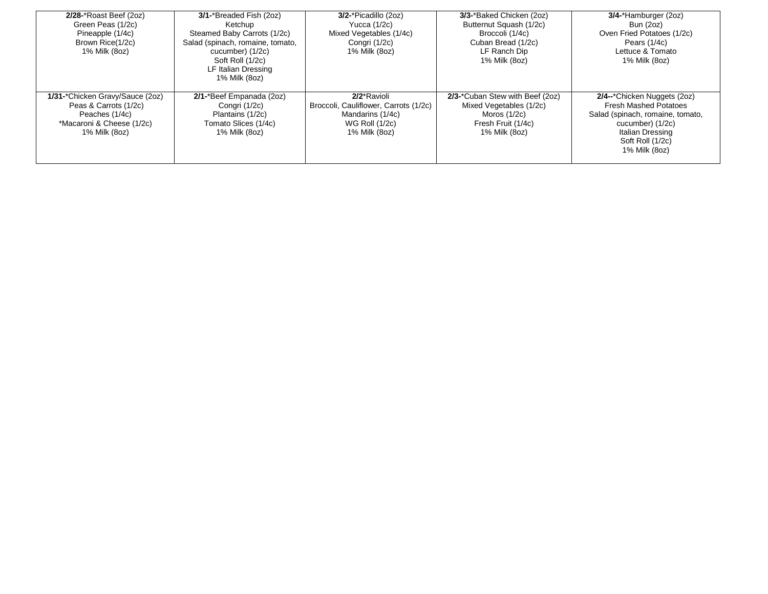| | | | | |
|---|---|---|---|---|
| **2/28-***Roast Beef (2oz)<br>Green Peas (1/2c)<br>Pineapple (1/4c)<br>Brown Rice(1/2c)<br>1% Milk (8oz) | **3/1-***Breaded Fish (2oz)<br>Ketchup<br>Steamed Baby Carrots (1/2c)<br>Salad (spinach, romaine, tomato, cucumber) (1/2c)<br>Soft Roll (1/2c)<br>LF Italian Dressing<br>1% Milk (8oz) | **3/2-***Picadillo (2oz)<br>Yucca (1/2c)<br>Mixed Vegetables (1/4c)<br>Congri (1/2c)<br>1% Milk (8oz) | **3/3-***Baked Chicken (2oz)<br>Butternut Squash (1/2c)<br>Broccoli (1/4c)<br>Cuban Bread (1/2c)<br>LF Ranch Dip<br>1% Milk (8oz) | **3/4-***Hamburger (2oz)<br>Bun (2oz)<br>Oven Fried Potatoes (1/2c)<br>Pears (1/4c)<br>Lettuce & Tomato<br>1% Milk (8oz) |
| **1/31-***Chicken Gravy/Sauce (2oz)<br>Peas & Carrots (1/2c)<br>Peaches (1/4c)<br>*Macaroni & Cheese (1/2c)<br>1% Milk (8oz) | **2/1-***Beef Empanada (2oz)<br>Congri (1/2c)<br>Plantains (1/2c)<br>Tomato Slices (1/4c)<br>1% Milk (8oz) | **2/2***Ravioli<br>Broccoli, Cauliflower, Carrots (1/2c)<br>Mandarins (1/4c)<br>WG Roll (1/2c)<br>1% Milk (8oz) | **2/3-***Cuban Stew with Beef (2oz)<br>Mixed Vegetables (1/2c)<br>Moros (1/2c)<br>Fresh Fruit (1/4c)<br>1% Milk (8oz) | **2/4--***Chicken Nuggets (2oz)<br>Fresh Mashed Potatoes<br>Salad (spinach, romaine, tomato, cucumber) (1/2c)<br>Italian Dressing<br>Soft Roll (1/2c)<br>1% Milk (8oz) |